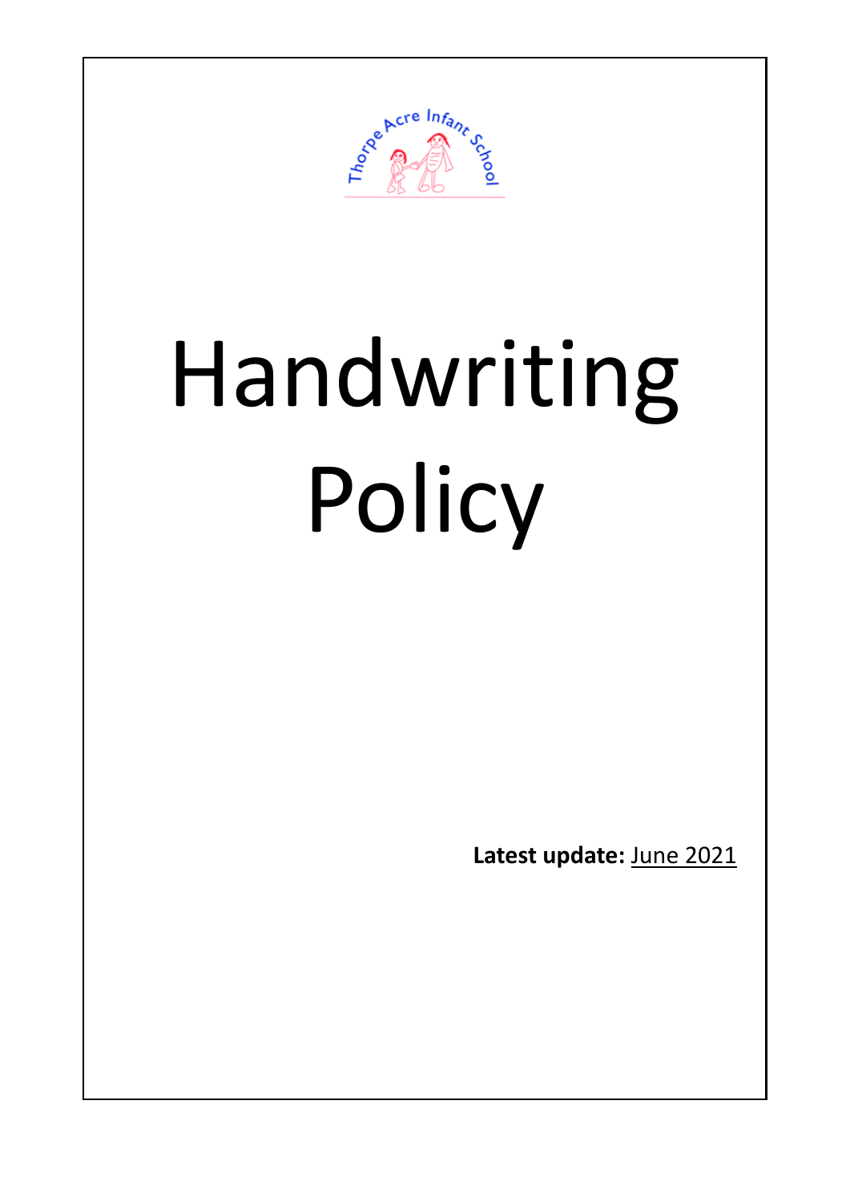Thorpe Acre Infant School

# Handwriting Policy

**Latest update:** June 2021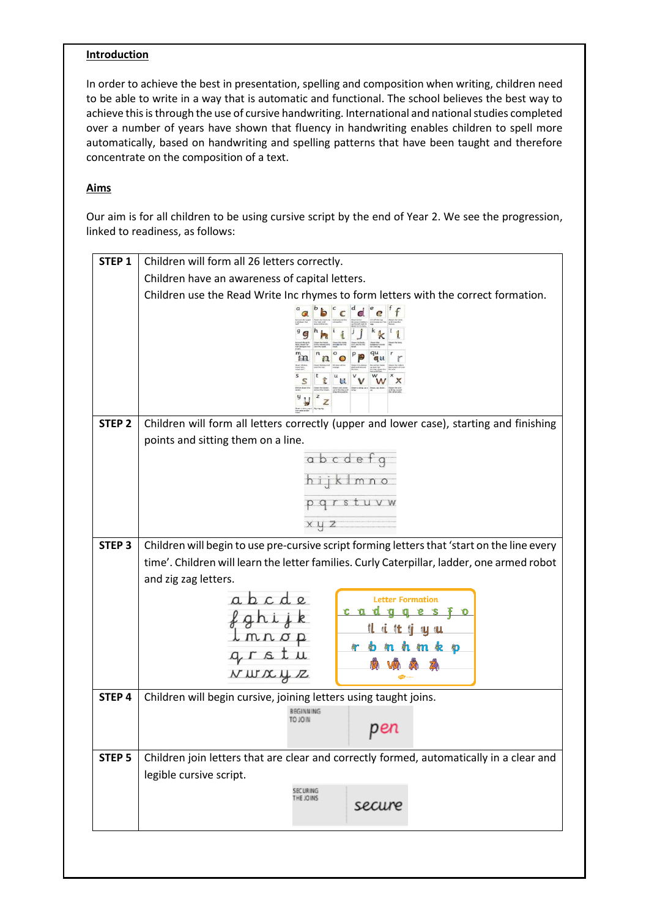**Introduction**

In order to achieve the best in presentation, spelling and composition when writing, children need to be able to write in a way that is automatic and functional. The school believes the best way to achieve this is through the use of cursive handwriting. International and national studies completed over a number of years have shown that fluency in handwriting enables children to spell more automatically, based on handwriting and spelling patterns that have been taught and therefore concentrate on the composition of a text.

**Aims**

Our aim is for all children to be using cursive script by the end of Year 2. We see the progression, linked to readiness, as follows:

| | |
|---|---|
| **STEP 1** | Children will form all 26 letters correctly.<br>Children have an awareness of capital letters.<br>Children use the Read Write Inc rhymes to form letters with the correct formation. |
| **STEP 2** | Children will form all letters correctly (upper and lower case), starting and finishing points and sitting them on a line. |
| **STEP 3** | Children will begin to use pre-cursive script forming letters that 'start on the line every time'. Children will learn the letter families. Curly Caterpillar, ladder, one armed robot and zig zag letters. |
| **STEP 4** | Children will begin cursive, joining letters using taught joins. |
| **STEP 5** | Children join letters that are clear and correctly formed, automatically in a clear and legible cursive script. |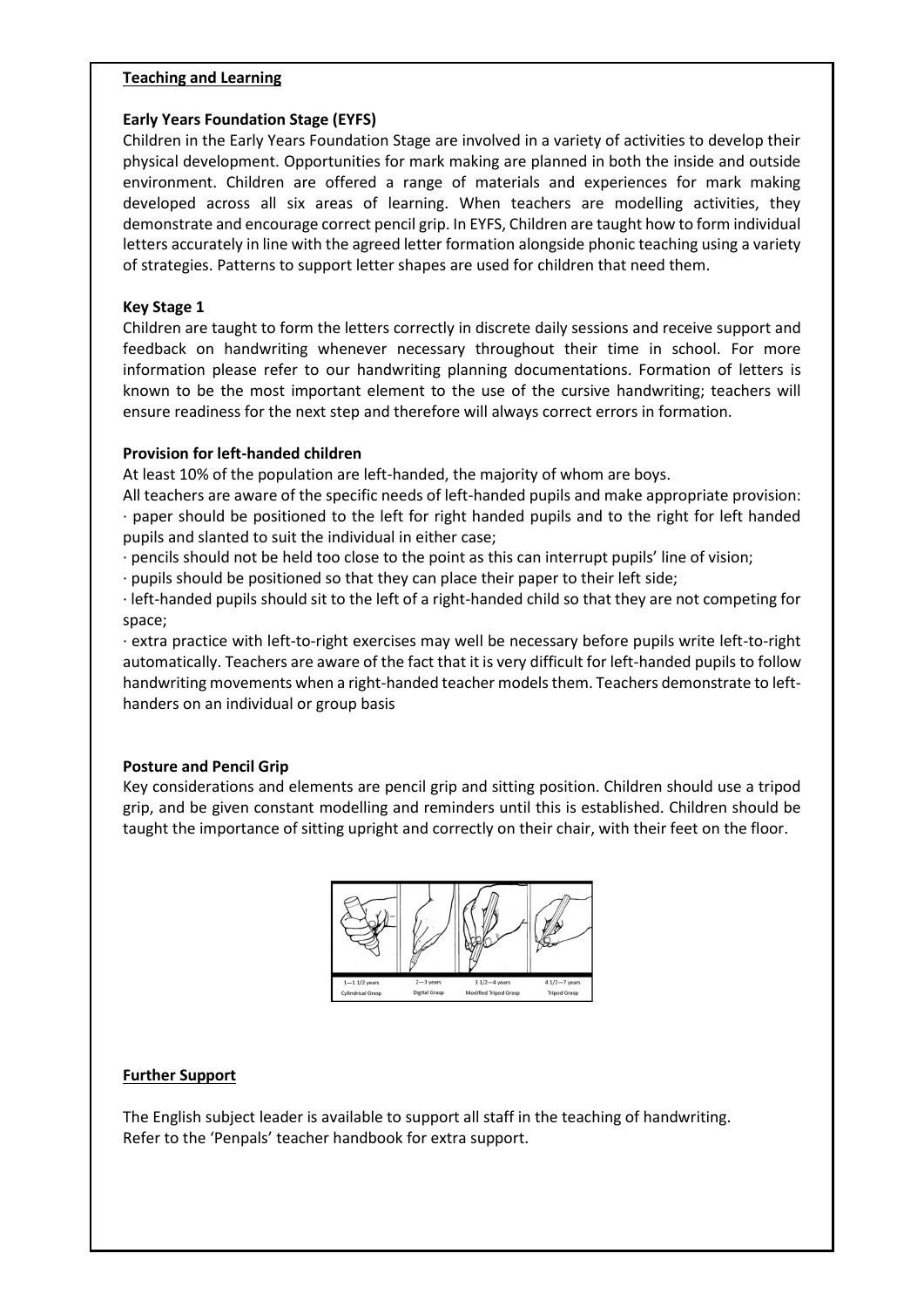## Teaching and Learning

### Early Years Foundation Stage (EYFS)

Children in the Early Years Foundation Stage are involved in a variety of activities to develop their physical development. Opportunities for mark making are planned in both the inside and outside environment. Children are offered a range of materials and experiences for mark making developed across all six areas of learning. When teachers are modelling activities, they demonstrate and encourage correct pencil grip. In EYFS, Children are taught how to form individual letters accurately in line with the agreed letter formation alongside phonic teaching using a variety of strategies. Patterns to support letter shapes are used for children that need them.

### Key Stage 1

Children are taught to form the letters correctly in discrete daily sessions and receive support and feedback on handwriting whenever necessary throughout their time in school. For more information please refer to our handwriting planning documentations. Formation of letters is known to be the most important element to the use of the cursive handwriting; teachers will ensure readiness for the next step and therefore will always correct errors in formation.

### Provision for left-handed children

At least 10% of the population are left-handed, the majority of whom are boys.

All teachers are aware of the specific needs of left-handed pupils and make appropriate provision:

· paper should be positioned to the left for right handed pupils and to the right for left handed pupils and slanted to suit the individual in either case;

· pencils should not be held too close to the point as this can interrupt pupils' line of vision;

· pupils should be positioned so that they can place their paper to their left side;

· left-handed pupils should sit to the left of a right-handed child so that they are not competing for space;

· extra practice with left-to-right exercises may well be necessary before pupils write left-to-right automatically. Teachers are aware of the fact that it is very difficult for left-handed pupils to follow handwriting movements when a right-handed teacher models them. Teachers demonstrate to left-handers on an individual or group basis

### Posture and Pencil Grip

Key considerations and elements are pencil grip and sitting position. Children should use a tripod grip, and be given constant modelling and reminders until this is established. Children should be taught the importance of sitting upright and correctly on their chair, with their feet on the floor.

| 1—1 1/2 years | 2—3 years | 3 1/2—4 years | 4 1/2—7 years |
|---|---|---|---|
| Cylindrical Grasp | Digital Grasp | Modified Tripod Grasp | Tripod Grasp |

## Further Support

The English subject leader is available to support all staff in the teaching of handwriting.
Refer to the 'Penpals' teacher handbook for extra support.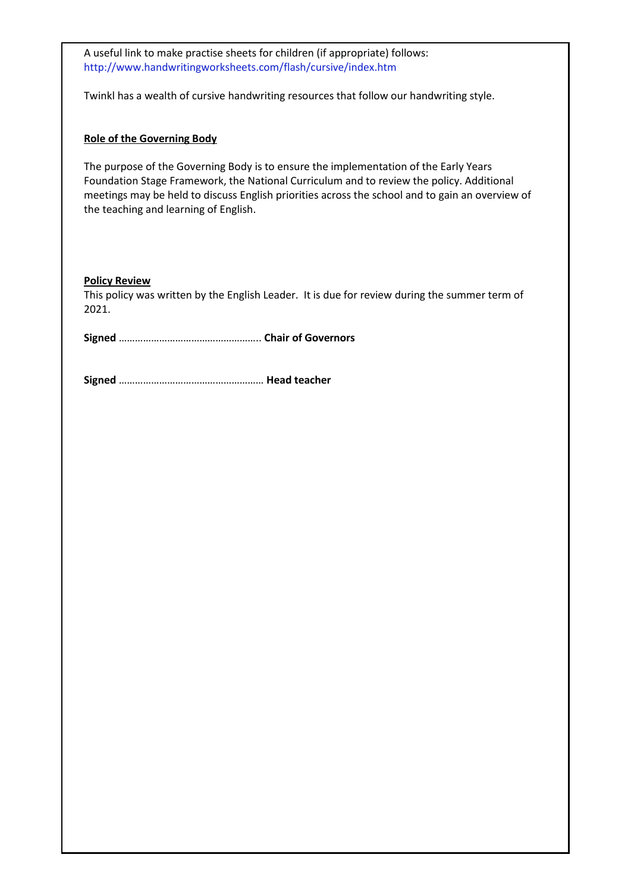A useful link to make practise sheets for children (if appropriate) follows:
http://www.handwritingworksheets.com/flash/cursive/index.htm

Twinkl has a wealth of cursive handwriting resources that follow our handwriting style.

**Role of the Governing Body**

The purpose of the Governing Body is to ensure the implementation of the Early Years Foundation Stage Framework, the National Curriculum and to review the policy. Additional meetings may be held to discuss English priorities across the school and to gain an overview of the teaching and learning of English.

**Policy Review**

This policy was written by the English Leader. It is due for review during the summer term of 2021.

**Signed** ……………………………………………. **Chair of Governors**

**Signed** ……………………………………………. **Head teacher**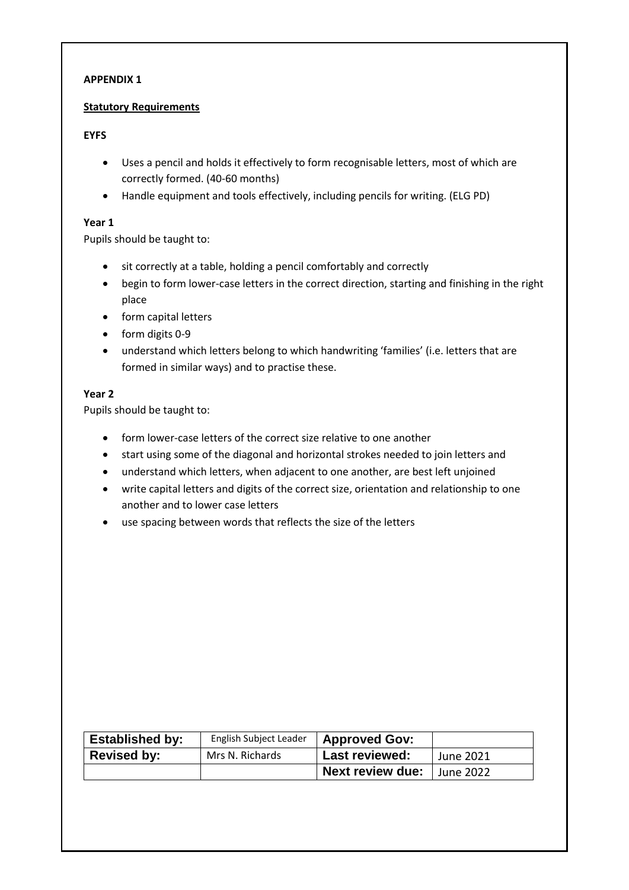**APPENDIX 1**

**Statutory Requirements**

**EYFS**

- Uses a pencil and holds it effectively to form recognisable letters, most of which are correctly formed. (40-60 months)
- Handle equipment and tools effectively, including pencils for writing. (ELG PD)

**Year 1**

Pupils should be taught to:

- sit correctly at a table, holding a pencil comfortably and correctly
- begin to form lower-case letters in the correct direction, starting and finishing in the right place
- form capital letters
- form digits 0-9
- understand which letters belong to which handwriting 'families' (i.e. letters that are formed in similar ways) and to practise these.

**Year 2**

Pupils should be taught to:

- form lower-case letters of the correct size relative to one another
- start using some of the diagonal and horizontal strokes needed to join letters and
- understand which letters, when adjacent to one another, are best left unjoined
- write capital letters and digits of the correct size, orientation and relationship to one another and to lower case letters
- use spacing between words that reflects the size of the letters

| | | | |
|---|---|---|---|
| **Established by:** | English Subject Leader | **Approved Gov:** | |
| **Revised by:** | Mrs N. Richards | **Last reviewed:** | June 2021 |
| | | **Next review due:** | June 2022 |